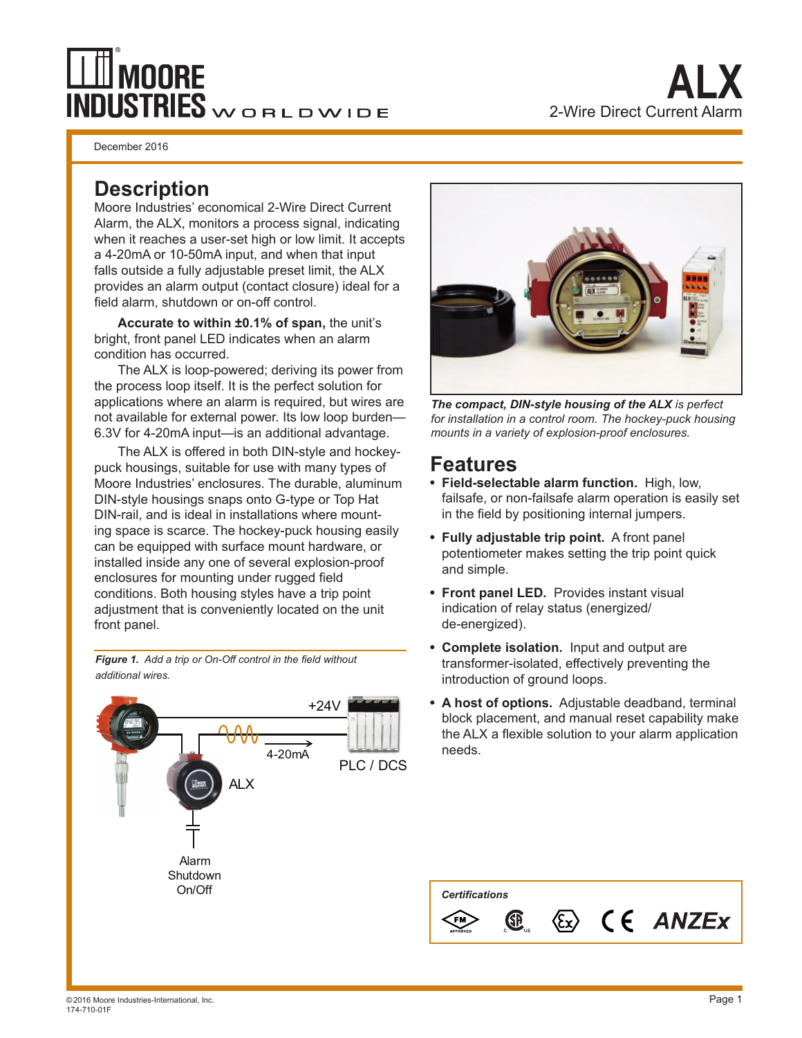# ALX

2-Wire Direct Current Alarm

December 2016

## Description

Moore Industries' economical 2-Wire Direct Current Alarm, the ALX, monitors a process signal, indicating when it reaches a user-set high or low limit. It accepts a 4-20mA or 10-50mA input, and when that input falls outside a fully adjustable preset limit, the ALX provides an alarm output (contact closure) ideal for a field alarm, shutdown or on-off control.

**Accurate to within ±0.1% of span,** the unit's bright, front panel LED indicates when an alarm condition has occurred.

The ALX is loop-powered; deriving its power from the process loop itself. It is the perfect solution for applications where an alarm is required, but wires are not available for external power. Its low loop burden—6.3V for 4-20mA input—is an additional advantage.

The ALX is offered in both DIN-style and hockey-puck housings, suitable for use with many types of Moore Industries' enclosures. The durable, aluminum DIN-style housings snaps onto G-type or Top Hat DIN-rail, and is ideal in installations where mounting space is scarce. The hockey-puck housing easily can be equipped with surface mount hardware, or installed inside any one of several explosion-proof enclosures for mounting under rugged field conditions. Both housing styles have a trip point adjustment that is conveniently located on the unit front panel.

***Figure 1.*** *Add a trip or On-Off control in the field without additional wires.*

+24V

4-20mA

PLC / DCS

ALX

Alarm
Shutdown
On/Off

***The compact, DIN-style housing of the ALX*** *is perfect for installation in a control room. The hockey-puck housing mounts in a variety of explosion-proof enclosures.*

## Features

- **Field-selectable alarm function.** High, low, failsafe, or non-failsafe alarm operation is easily set in the field by positioning internal jumpers.
- **Fully adjustable trip point.** A front panel potentiometer makes setting the trip point quick and simple.
- **Front panel LED.** Provides instant visual indication of relay status (energized/de-energized).
- **Complete isolation.** Input and output are transformer-isolated, effectively preventing the introduction of ground loops.
- **A host of options.** Adjustable deadband, terminal block placement, and manual reset capability make the ALX a flexible solution to your alarm application needs.

***Certifications***

FM APPROVED, CSA C US, Ex, CE, ANZEx

©2016 Moore Industries-International, Inc.
174-710-01F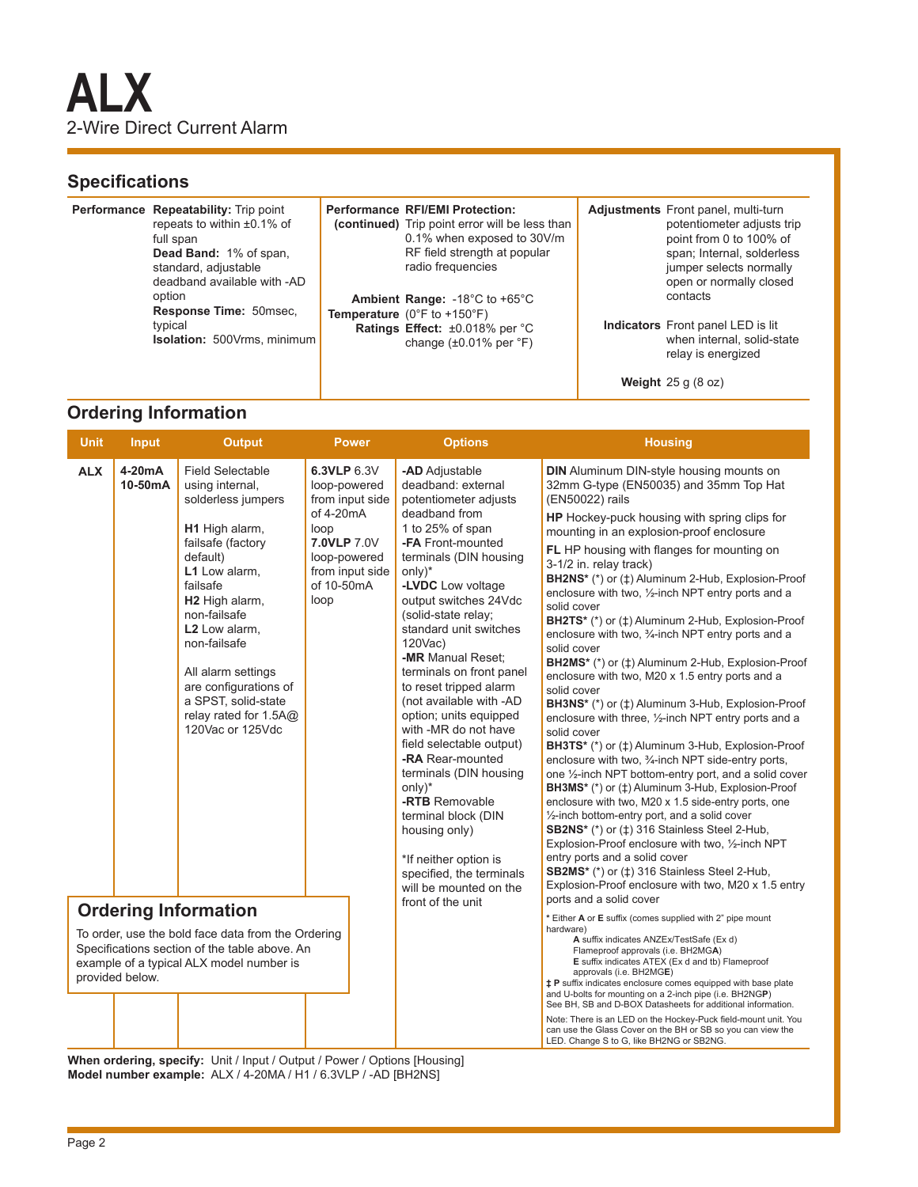# ALX

2-Wire Direct Current Alarm

## Specifications

**Performance**
**Repeatability:** Trip point repeats to within ±0.1% of full span
**Dead Band:** 1% of span, standard, adjustable deadband available with -AD option
**Response Time:** 50msec, typical
**Isolation:** 500Vrms, minimum

**Performance (continued)**
**RFI/EMI Protection:** Trip point error will be less than 0.1% when exposed to 30V/m RF field strength at popular radio frequencies

**Ambient Temperature Ratings**
**Range:** -18°C to +65°C (0°F to +150°F)
**Effect:** ±0.018% per °C change (±0.01% per °F)

**Adjustments** Front panel, multi-turn potentiometer adjusts trip point from 0 to 100% of span; Internal, solderless jumper selects normally open or normally closed contacts

**Indicators** Front panel LED is lit when internal, solid-state relay is energized

**Weight** 25 g (8 oz)

## Ordering Information

| Unit | Input | Output | Power | Options | Housing |
|---|---|---|---|---|---|
| **ALX** | **4-20mA** **10-50mA** | Field Selectable using internal, solderless jumpers<br><br>**H1** High alarm, failsafe (factory default)<br>**L1** Low alarm, failsafe<br>**H2** High alarm, non-failsafe<br>**L2** Low alarm, non-failsafe<br><br>All alarm settings are configurations of a SPST, solid-state relay rated for 1.5A@ 120Vac or 125Vdc | **6.3VLP** 6.3V loop-powered from input side of 4-20mA loop<br>**7.0VLP** 7.0V loop-powered from input side of 10-50mA loop | **-AD** Adjustable deadband: external potentiometer adjusts deadband from 1 to 25% of span<br>**-FA** Front-mounted terminals (DIN housing only)*<br>**-LVDC** Low voltage output switches 24Vdc (solid-state relay; standard unit switches 120Vac)<br>**-MR** Manual Reset; terminals on front panel to reset tripped alarm (not available with -AD option; units equipped with -MR do not have field selectable output)<br>**-RA** Rear-mounted terminals (DIN housing only)*<br>**-RTB** Removable terminal block (DIN housing only)<br><br>*If neither option is specified, the terminals will be mounted on the front of the unit | **DIN** Aluminum DIN-style housing mounts on 32mm G-type (EN50035) and 35mm Top Hat (EN50022) rails<br>**HP** Hockey-puck housing with spring clips for mounting in an explosion-proof enclosure<br>**FL** HP housing with flanges for mounting on 3-1/2 in. relay track)<br>**BH2NS*** (*) or (‡) Aluminum 2-Hub, Explosion-Proof enclosure with two, ½-inch NPT entry ports and a solid cover<br>**BH2TS*** (*) or (‡) Aluminum 2-Hub, Explosion-Proof enclosure with two, ¾-inch NPT entry ports and a solid cover<br>**BH2MS*** (*) or (‡) Aluminum 2-Hub, Explosion-Proof enclosure with two, M20 x 1.5 entry ports and a solid cover<br>**BH3NS*** (*) or (‡) Aluminum 3-Hub, Explosion-Proof enclosure with three, ½-inch NPT entry ports and a solid cover<br>**BH3TS*** (*) or (‡) Aluminum 3-Hub, Explosion-Proof enclosure with two, ¾-inch NPT side-entry ports, one ½-inch NPT bottom-entry port, and a solid cover<br>**BH3MS*** (*) or (‡) Aluminum 3-Hub, Explosion-Proof enclosure with two, M20 x 1.5 side-entry ports, one ½-inch NPT bottom-entry port, and a solid cover<br>**SB2NS*** (*) or (‡) 316 Stainless Steel 2-Hub, Explosion-Proof enclosure with two, ½-inch NPT entry ports and a solid cover<br>**SB2MS*** (*) or (‡) 316 Stainless Steel 2-Hub, Explosion-Proof enclosure with two, M20 x 1.5 entry ports and a solid cover<br><br>* Either **A** or **E** suffix (comes supplied with 2" pipe mount hardware)<br>**A** suffix indicates ANZEx/TestSafe (Ex d) Flameproof approvals (i.e. BH2MG**A**)<br>**E** suffix indicates ATEX (Ex d and tb) Flameproof approvals (i.e. BH2MG**E**)<br>**‡ P** suffix indicates enclosure comes equipped with base plate and U-bolts for mounting on a 2-inch pipe (i.e. BH2NG**P**)<br>See BH, SB and D-BOX Datasheets for additional information.<br><br>Note: There is an LED on the Hockey-Puck field-mount unit. You can use the Glass Cover on the BH or SB so you can view the LED. Change S to G, like BH2NG or SB2NG. |

### Ordering Information

To order, use the bold face data from the Ordering Specifications section of the table above. An example of a typical ALX model number is provided below.

**When ordering, specify:** Unit / Input / Output / Power / Options [Housing]
**Model number example:** ALX / 4-20MA / H1 / 6.3VLP / -AD [BH2NS]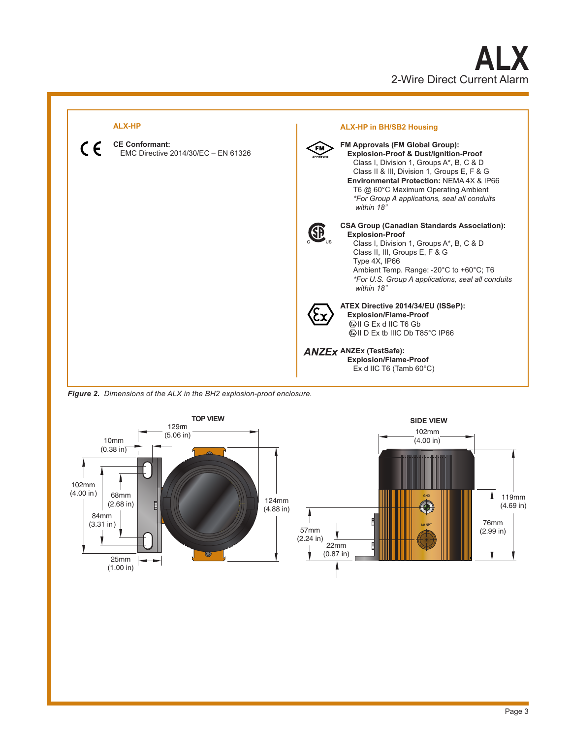## ALX-HP

**CE Conformant:**
EMC Directive 2014/30/EC – EN 61326

## ALX-HP in BH/SB2 Housing

**FM Approvals (FM Global Group):**
**Explosion-Proof & Dust/Ignition-Proof**
Class I, Division 1, Groups A*, B, C & D
Class II & III, Division 1, Groups E, F & G
**Environmental Protection:** NEMA 4X & IP66
T6 @ 60°C Maximum Operating Ambient
*\*For Group A applications, seal all conduits within 18"*

**CSA Group (Canadian Standards Association):**
**Explosion-Proof**
Class I, Division 1, Groups A*, B, C & D
Class II, III, Division 1, Groups E, F & G
Type 4X, IP66
Ambient Temp. Range: -20°C to +60°C; T6
*\*For U.S. Group A applications, seal all conduits within 18"*

**ATEX Directive 2014/34/EU (ISSeP):**
**Explosion/Flame-Proof**
II G Ex d IIC T6 Gb
II D Ex tb IIIC Db T85°C IP66

**ANZEx (TestSafe):**
**Explosion/Flame-Proof**
Ex d IIC T6 (Tamb 60°C)

***Figure 2.*** *Dimensions of the ALX in the BH2 explosion-proof enclosure.*

**TOP VIEW**

129mm (5.06 in)
10mm (0.38 in)
102mm (4.00 in)
68mm (2.68 in)
84mm (3.31 in)
124mm (4.88 in)
25mm (1.00 in)

**SIDE VIEW**

102mm (4.00 in)
119mm (4.69 in)
76mm (2.99 in)
57mm (2.24 in)
22mm (0.87 in)
GND
1/2 NPT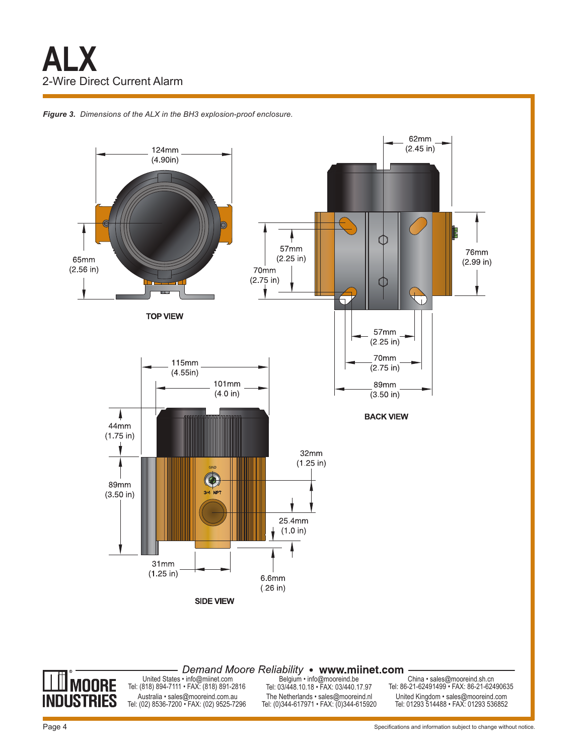# ALX

2-Wire Direct Current Alarm

***Figure 3.*** *Dimensions of the ALX in the BH3 explosion-proof enclosure.*

TOP VIEW

124mm (4.90in)

65mm (2.56 in)

BACK VIEW

62mm (2.45 in)

57mm (2.25 in)

70mm (2.75 in)

76mm (2.99 in)

57mm (2.25 in)

70mm (2.75 in)

89mm (3.50 in)

SIDE VIEW

115mm (4.55in)

101mm (4.0 in)

44mm (1.75 in)

89mm (3.50 in)

GND

3/4 NPT

32mm (1.25 in)

25.4mm (1.0 in)

31mm (1.25 in)

6.6mm (.26 in)

*Demand Moore Reliability* • **www.miinet.com**

MOORE INDUSTRIES

United States • info@miinet.com
Tel: (818) 894-7111 • FAX: (818) 891-2816

Australia • sales@mooreind.com.au
Tel: (02) 8536-7200 • FAX: (02) 9525-7296

Belgium • info@mooreind.be
Tel: 03/448.10.18 • FAX: 03/440.17.97

The Netherlands • sales@mooreind.nl
Tel: (0)344-617971 • FAX: (0)344-615920

China • sales@mooreind.sh.cn
Tel: 86-21-62491499 • FAX: 86-21-62490635

United Kingdom • sales@mooreind.com
Tel: 01293 514488 • FAX: 01293 536852

Specifications and information subject to change without notice.